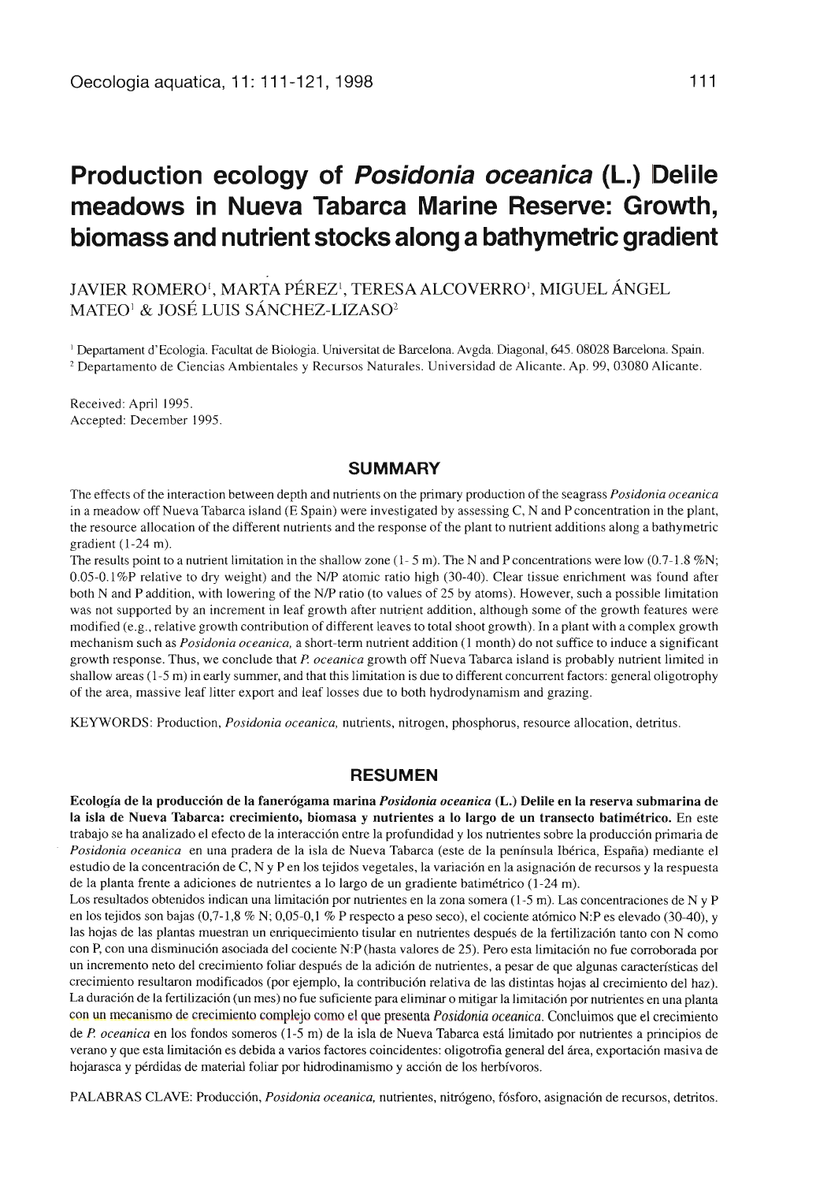# Production ecology of *Posidonia oceanica* (L.) Delile meadows in Nueva Tabarca Marine Reserve: Growth, biomass and nutrient stocks along a bathymetric gradient

JAVIER ROMERO[1], MARTA PÉREZ[1], TERESA ALCOVERRO[1], MIGUEL ÁNGEL MATEO[1] & JOSÉ LUIS SÁNCHEZ-LIZASO[2]

[1] Departament d'Ecologia. Facultat de Biologia. Universitat de Barcelona. Avgda. Diagonal, 645. 08028 Barcelona. Spain.
[2] Departamento de Ciencias Ambientales y Recursos Naturales. Universidad de Alicante. Ap. 99, 03080 Alicante.

Received: April 1995.
Accepted: December 1995.

## SUMMARY

The effects of the interaction between depth and nutrients on the primary production of the seagrass *Posidonia oceanica* in a meadow off Nueva Tabarca island (E Spain) were investigated by assessing C, N and P concentration in the plant, the resource allocation of the different nutrients and the response of the plant to nutrient additions along a bathymetric gradient (1-24 m).

The results point to a nutrient limitation in the shallow zone (1- 5 m). The N and P concentrations were low (0.7-1.8 %N; 0.05-0.1%P relative to dry weight) and the N/P atomic ratio high (30-40). Clear tissue enrichment was found after both N and P addition, with lowering of the N/P ratio (to values of 25 by atoms). However, such a possible limitation was not supported by an increment in leaf growth after nutrient addition, although some of the growth features were modified (e.g., relative growth contribution of different leaves to total shoot growth). In a plant with a complex growth mechanism such as *Posidonia oceanica,* a short-term nutrient addition (1 month) do not suffice to induce a significant growth response. Thus, we conclude that *P. oceanica* growth off Nueva Tabarca island is probably nutrient limited in shallow areas (1-5 m) in early summer, and that this limitation is due to different concurrent factors: general oligotrophy of the area, massive leaf litter export and leaf losses due to both hydrodynamism and grazing.

KEYWORDS: Production, *Posidonia oceanica,* nutrients, nitrogen, phosphorus, resource allocation, detritus.

## RESUMEN

**Ecología de la producción de la fanerógama marina *Posidonia oceanica* (L.) Delile en la reserva submarina de la isla de Nueva Tabarca: crecimiento, biomasa y nutrientes a lo largo de un transecto batimétrico.** En este trabajo se ha analizado el efecto de la interacción entre la profundidad y los nutrientes sobre la producción primaria de *Posidonia oceanica* en una pradera de la isla de Nueva Tabarca (este de la península Ibérica, España) mediante el estudio de la concentración de C, N y P en los tejidos vegetales, la variación en la asignación de recursos y la respuesta de la planta frente a adiciones de nutrientes a lo largo de un gradiente batimétrico (1-24 m).

Los resultados obtenidos indican una limitación por nutrientes en la zona somera (1-5 m). Las concentraciones de N y P en los tejidos son bajas (0,7-1,8 % N; 0,05-0,1 % P respecto a peso seco), el cociente atómico N:P es elevado (30-40), y las hojas de las plantas muestran un enriquecimiento tisular en nutrientes después de la fertilización tanto con N como con P, con una disminución asociada del cociente N:P (hasta valores de 25). Pero esta limitación no fue corroborada por un incremento neto del crecimiento foliar después de la adición de nutrientes, a pesar de que algunas características del crecimiento resultaron modificados (por ejemplo, la contribución relativa de las distintas hojas al crecimiento del haz). La duración de la fertilización (un mes) no fue suficiente para eliminar o mitigar la limitación por nutrientes en una planta con un mecanismo de crecimiento complejo como el que presenta *Posidonia oceanica*. Concluimos que el crecimiento de *P. oceanica* en los fondos someros (1-5 m) de la isla de Nueva Tabarca está limitado por nutrientes a principios de verano y que esta limitación es debida a varios factores coincidentes: oligotrofia general del área, exportación masiva de hojarasca y pérdidas de material foliar por hidrodinamismo y acción de los herbívoros.

PALABRAS CLAVE: Producción, *Posidonia oceanica,* nutrientes, nitrógeno, fósforo, asignación de recursos, detritos.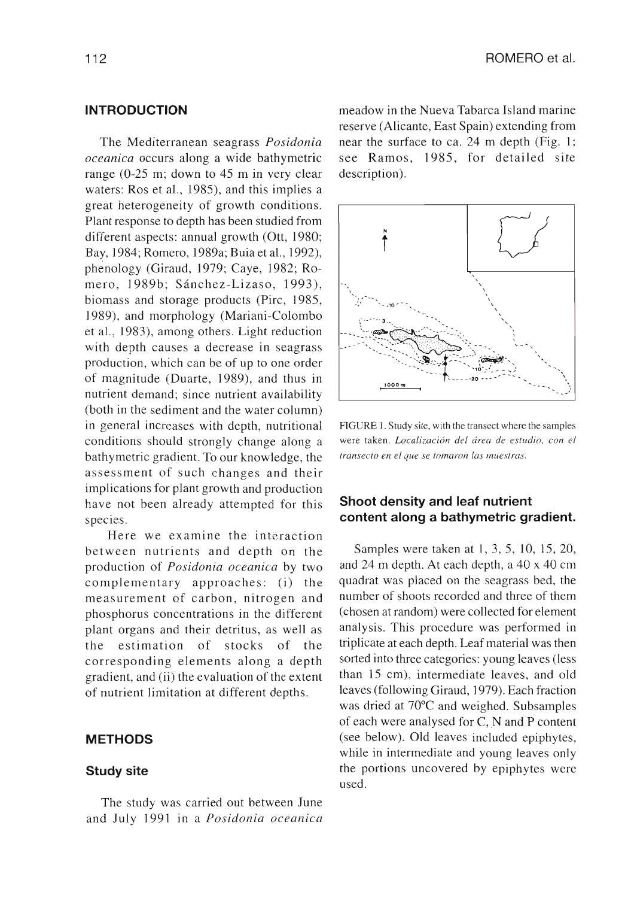## INTRODUCTION

The Mediterranean seagrass *Posidonia oceanica* occurs along a wide bathymetric range (0-25 m; down to 45 m in very clear waters: Ros et al., 1985), and this implies a great heterogeneity of growth conditions. Plant response to depth has been studied from different aspects: annual growth (Ott, 1980; Bay, 1984; Romero, 1989a; Buia et al., 1992), phenology (Giraud, 1979; Caye, 1982; Romero, 1989b; Sánchez-Lizaso, 1993), biomass and storage products (Pirc, 1985, 1989), and morphology (Mariani-Colombo et al., 1983), among others. Light reduction with depth causes a decrease in seagrass production, which can be of up to one order of magnitude (Duarte, 1989), and thus in nutrient demand; since nutrient availability (both in the sediment and the water column) in general increases with depth, nutritional conditions should strongly change along a bathymetric gradient. To our knowledge, the assessment of such changes and their implications for plant growth and production have not been already attempted for this species.

Here we examine the interaction between nutrients and depth on the production of *Posidonia oceanica* by two complementary approaches: (i) the measurement of carbon, nitrogen and phosphorus concentrations in the different plant organs and their detritus, as well as the estimation of stocks of the corresponding elements along a depth gradient, and (ii) the evaluation of the extent of nutrient limitation at different depths.

## METHODS

### Study site

The study was carried out between June and July 1991 in a *Posidonia oceanica* meadow in the Nueva Tabarca Island marine reserve (Alicante, East Spain) extending from near the surface to ca. 24 m depth (Fig. 1; see Ramos, 1985, for detailed site description).

FIGURE 1. Study site, with the transect where the samples were taken. *Localización del área de estudio, con el transecto en el que se tomaron las muestras.*

### Shoot density and leaf nutrient content along a bathymetric gradient.

Samples were taken at 1, 3, 5, 10, 15, 20, and 24 m depth. At each depth, a 40 x 40 cm quadrat was placed on the seagrass bed, the number of shoots recorded and three of them (chosen at random) were collected for element analysis. This procedure was performed in triplicate at each depth. Leaf material was then sorted into three categories: young leaves (less than 15 cm), intermediate leaves, and old leaves (following Giraud, 1979). Each fraction was dried at 70ºC and weighed. Subsamples of each were analysed for C, N and P content (see below). Old leaves included epiphytes, while in intermediate and young leaves only the portions uncovered by epiphytes were used.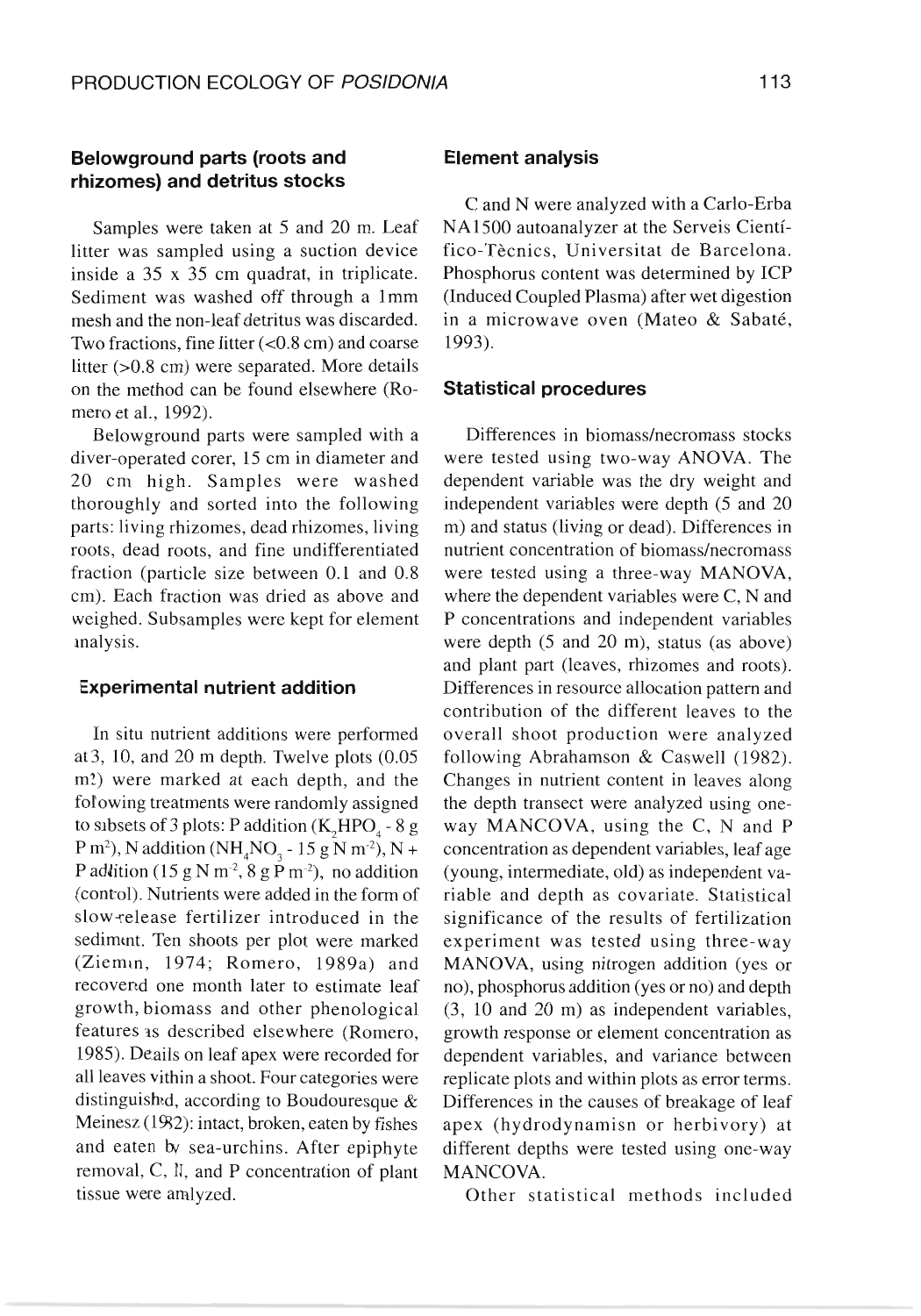### Belowground parts (roots and rhizomes) and detritus stocks

Samples were taken at 5 and 20 m. Leaf litter was sampled using a suction device inside a 35 x 35 cm quadrat, in triplicate. Sediment was washed off through a 1mm mesh and the non-leaf detritus was discarded. Two fractions, fine litter (<0.8 cm) and coarse litter (>0.8 cm) were separated. More details on the method can be found elsewhere (Romero et al., 1992).

Belowground parts were sampled with a diver-operated corer, 15 cm in diameter and 20 cm high. Samples were washed thoroughly and sorted into the following parts: living rhizomes, dead rhizomes, living roots, dead roots, and fine undifferentiated fraction (particle size between 0.1 and 0.8 cm). Each fraction was dried as above and weighed. Subsamples were kept for element analysis.

### Experimental nutrient addition

In situ nutrient additions were performed at 3, 10, and 20 m depth. Twelve plots (0.05 m$^2$) were marked at each depth, and the following treatments were randomly assigned to subsets of 3 plots: P addition ($K_2HPO_4$ - 8 g P m$^2$), N addition ($NH_4NO_3$ - 15 g N m$^{-2}$), N + P addition (15 g N m$^{-2}$, 8 g P m$^{-2}$), no addition (control). Nutrients were added in the form of slow-release fertilizer introduced in the sediment. Ten shoots per plot were marked (Zieman, 1974; Romero, 1989a) and recovered one month later to estimate leaf growth, biomass and other phenological features as described elsewhere (Romero, 1985). Details on leaf apex were recorded for all leaves within a shoot. Four categories were distinguished, according to Boudouresque & Meinesz (1982): intact, broken, eaten by fishes and eaten by sea-urchins. After epiphyte removal, C, N, and P concentration of plant tissue were analyzed.

### Element analysis

C and N were analyzed with a Carlo-Erba NA1500 autoanalyzer at the Serveis Científico-Tècnics, Universitat de Barcelona. Phosphorus content was determined by ICP (Induced Coupled Plasma) after wet digestion in a microwave oven (Mateo & Sabaté, 1993).

### Statistical procedures

Differences in biomass/necromass stocks were tested using two-way ANOVA. The dependent variable was the dry weight and independent variables were depth (5 and 20 m) and status (living or dead). Differences in nutrient concentration of biomass/necromass were tested using a three-way MANOVA, where the dependent variables were C, N and P concentrations and independent variables were depth (5 and 20 m), status (as above) and plant part (leaves, rhizomes and roots). Differences in resource allocation pattern and contribution of the different leaves to the overall shoot production were analyzed following Abrahamson & Caswell (1982). Changes in nutrient content in leaves along the depth transect were analyzed using one-way MANCOVA, using the C, N and P concentration as dependent variables, leaf age (young, intermediate, old) as independent variable and depth as covariate. Statistical significance of the results of fertilization experiment was tested using three-way MANOVA, using nitrogen addition (yes or no), phosphorus addition (yes or no) and depth (3, 10 and 20 m) as independent variables, growth response or element concentration as dependent variables, and variance between replicate plots and within plots as error terms. Differences in the causes of breakage of leaf apex (hydrodynamisn or herbivory) at different depths were tested using one-way MANCOVA.

Other statistical methods included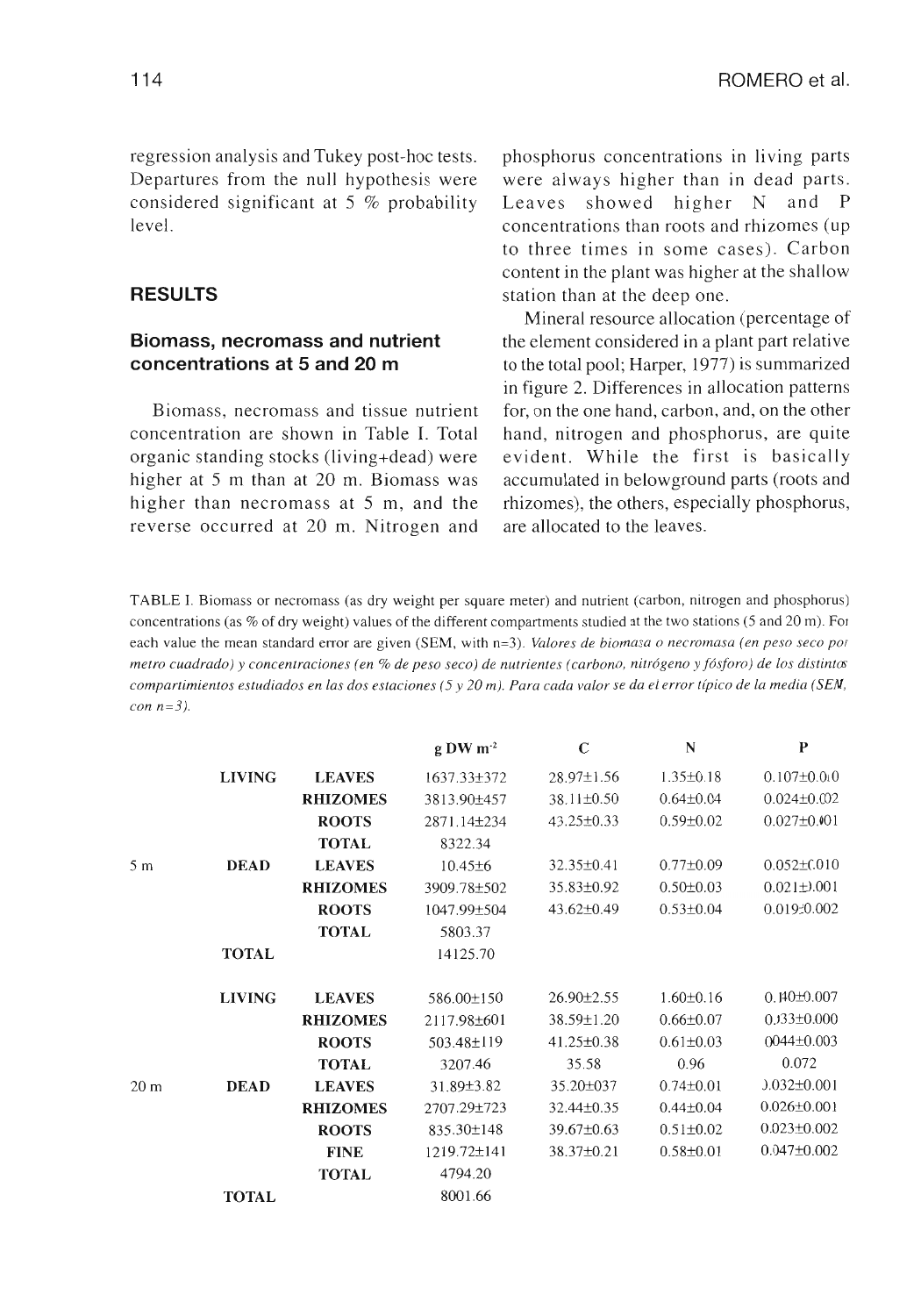regression analysis and Tukey post-hoc tests. Departures from the null hypothesis were considered significant at 5 % probability level.

## RESULTS

### Biomass, necromass and nutrient concentrations at 5 and 20 m

Biomass, necromass and tissue nutrient concentration are shown in Table I. Total organic standing stocks (living+dead) were higher at 5 m than at 20 m. Biomass was higher than necromass at 5 m, and the reverse occurred at 20 m. Nitrogen and phosphorus concentrations in living parts were always higher than in dead parts. Leaves showed higher N and P concentrations than roots and rhizomes (up to three times in some cases). Carbon content in the plant was higher at the shallow station than at the deep one.

Mineral resource allocation (percentage of the element considered in a plant part relative to the total pool; Harper, 1977) is summarized in figure 2. Differences in allocation patterns for, on the one hand, carbon, and, on the other hand, nitrogen and phosphorus, are quite evident. While the first is basically accumulated in belowground parts (roots and rhizomes), the others, especially phosphorus, are allocated to the leaves.

TABLE I. Biomass or necromass (as dry weight per square meter) and nutrient (carbon, nitrogen and phosphorus) concentrations (as % of dry weight) values of the different compartments studied at the two stations (5 and 20 m). For each value the mean standard error are given (SEM, with n=3). *Valores de biomasa o necromasa (en peso seco por metro cuadrado) y concentraciones (en % de peso seco) de nutrientes (carbono, nitrógeno y fósforo) de los distintos compartimientos estudiados en las dos estaciones (5 y 20 m). Para cada valor se da el error típico de la media (SEM, con n=3).*

| | | | g DW m$^{-2}$ | C | N | P |
|---|---|---|---|---|---|---|
| | **LIVING** | **LEAVES** | 1637.33±372 | 28.97±1.56 | 1.35±0.18 | 0.107±0.010 |
| | | **RHIZOMES** | 3813.90±457 | 38.11±0.50 | 0.64±0.04 | 0.024±0.002 |
| | | **ROOTS** | 2871.14±234 | 43.25±0.33 | 0.59±0.02 | 0.027±0.001 |
| | | **TOTAL** | 8322.34 | | | |
| 5 m | **DEAD** | **LEAVES** | 10.45±6 | 32.35±0.41 | 0.77±0.09 | 0.052±0.010 |
| | | **RHIZOMES** | 3909.78±502 | 35.83±0.92 | 0.50±0.03 | 0.021±0.001 |
| | | **ROOTS** | 1047.99±504 | 43.62±0.49 | 0.53±0.04 | 0.019±0.002 |
| | | **TOTAL** | 5803.37 | | | |
| | **TOTAL** | | 14125.70 | | | |
| | **LIVING** | **LEAVES** | 586.00±150 | 26.90±2.55 | 1.60±0.16 | 0.140±0.007 |
| | | **RHIZOMES** | 2117.98±601 | 38.59±1.20 | 0.66±0.07 | 0.033±0.000 |
| | | **ROOTS** | 503.48±119 | 41.25±0.38 | 0.61±0.03 | 0.044±0.003 |
| | | **TOTAL** | 3207.46 | 35.58 | 0.96 | 0.072 |
| 20 m | **DEAD** | **LEAVES** | 31.89±3.82 | 35.20±0.37 | 0.74±0.01 | 0.032±0.001 |
| | | **RHIZOMES** | 2707.29±723 | 32.44±0.35 | 0.44±0.04 | 0.026±0.001 |
| | | **ROOTS** | 835.30±148 | 39.67±0.63 | 0.51±0.02 | 0.023±0.002 |
| | | **FINE** | 1219.72±141 | 38.37±0.21 | 0.58±0.01 | 0.047±0.002 |
| | | **TOTAL** | 4794.20 | | | |
| | **TOTAL** | | 8001.66 | | | |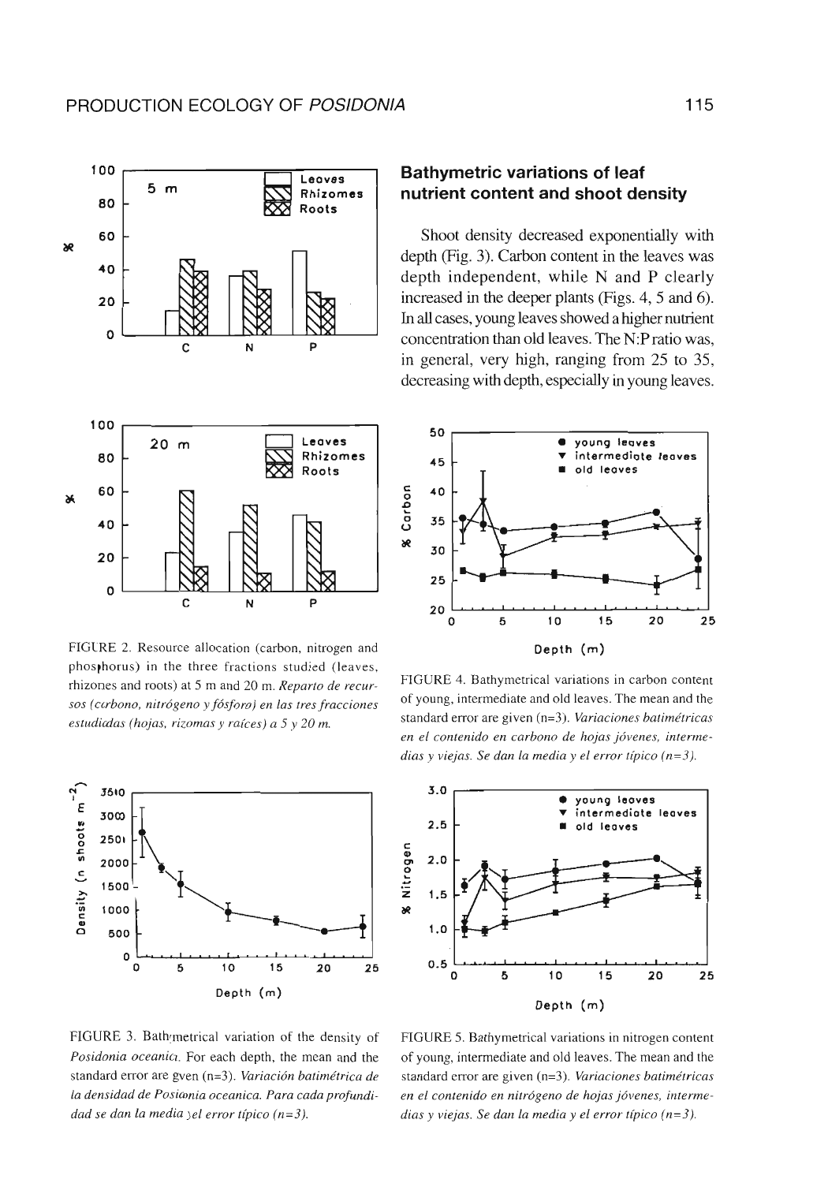FIGURE 2. Resource allocation (carbon, nitrogen and phosphorus) in the three fractions studied (leaves, rhizomes and roots) at 5 m and 20 m. *Reparto de recursos (carbono, nitrógeno y fósforo) en las tres fracciones estudiadas (hojas, rizomas y raíces) a 5 y 20 m.*

FIGURE 3. Bathymetrical variation of the density of *Posidonia oceanica*. For each depth, the mean and the standard error are gven (n=3). *Variación batimétrica de la densidad de Posidonia oceanica. Para cada profundidad se dan la media y el error típico (n=3).*

## Bathymetric variations of leaf nutrient content and shoot density

Shoot density decreased exponentially with depth (Fig. 3). Carbon content in the leaves was depth independent, while N and P clearly increased in the deeper plants (Figs. 4, 5 and 6). In all cases, young leaves showed a higher nutrient concentration than old leaves. The N:P ratio was, in general, very high, ranging from 25 to 35, decreasing with depth, especially in young leaves.

FIGURE 4. Bathymetrical variations in carbon content of young, intermediate and old leaves. The mean and the standard error are given (n=3). *Variaciones batimétricas en el contenido en carbono de hojas jóvenes, intermedias y viejas. Se dan la media y el error típico (n=3).*

FIGURE 5. Bathymetrical variations in nitrogen content of young, intermediate and old leaves. The mean and the standard error are given (n=3). *Variaciones batimétricas en el contenido en nitrógeno de hojas jóvenes, intermedias y viejas. Se dan la media y el error típico (n=3).*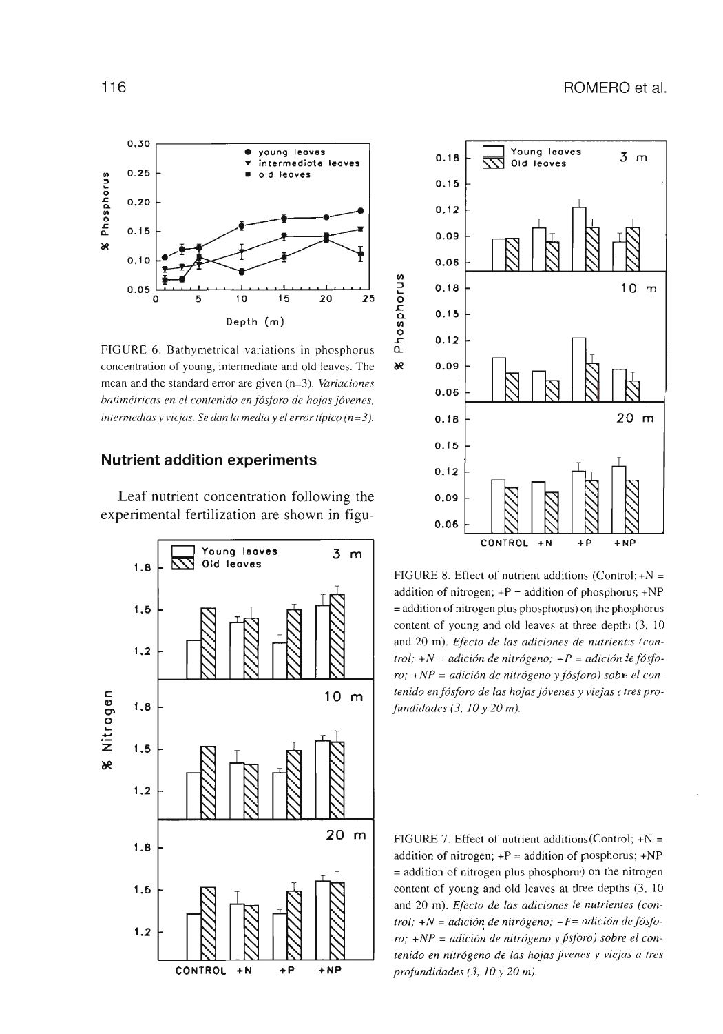FIGURE 6. Bathymetrical variations in phosphorus concentration of young, intermediate and old leaves. The mean and the standard error are given (n=3). *Variaciones batimétricas en el contenido en fósforo de hojas jóvenes, intermedias y viejas. Se dan la media y el error típico (n=3).*

## Nutrient addition experiments

Leaf nutrient concentration following the experimental fertilization are shown in figu-

FIGURE 8. Effect of nutrient additions (Control; +N = addition of nitrogen; +P = addition of phosphorus; +NP = addition of nitrogen plus phosphorus) on the phosphorus content of young and old leaves at three depths (3, 10 and 20 m). *Efecto de las adiciones de nutrientes (control; +N = adición de nitrógeno; +P = adición de fósforo; +NP = adición de nitrógeno y fósforo) sobre el contenido en fósforo de las hojas jóvenes y viejas a tres profundidades (3, 10 y 20 m).*

FIGURE 7. Effect of nutrient additions (Control; +N = addition of nitrogen; +P = addition of phosphorus; +NP = addition of nitrogen plus phosphorus) on the nitrogen content of young and old leaves at three depths (3, 10 and 20 m). *Efecto de las adiciones de nutrientes (control; +N = adición de nitrógeno; +P = adición de fósforo; +NP = adición de nitrógeno y fósforo) sobre el contenido en nitrógeno de las hojas jóvenes y viejas a tres profundidades (3, 10 y 20 m).*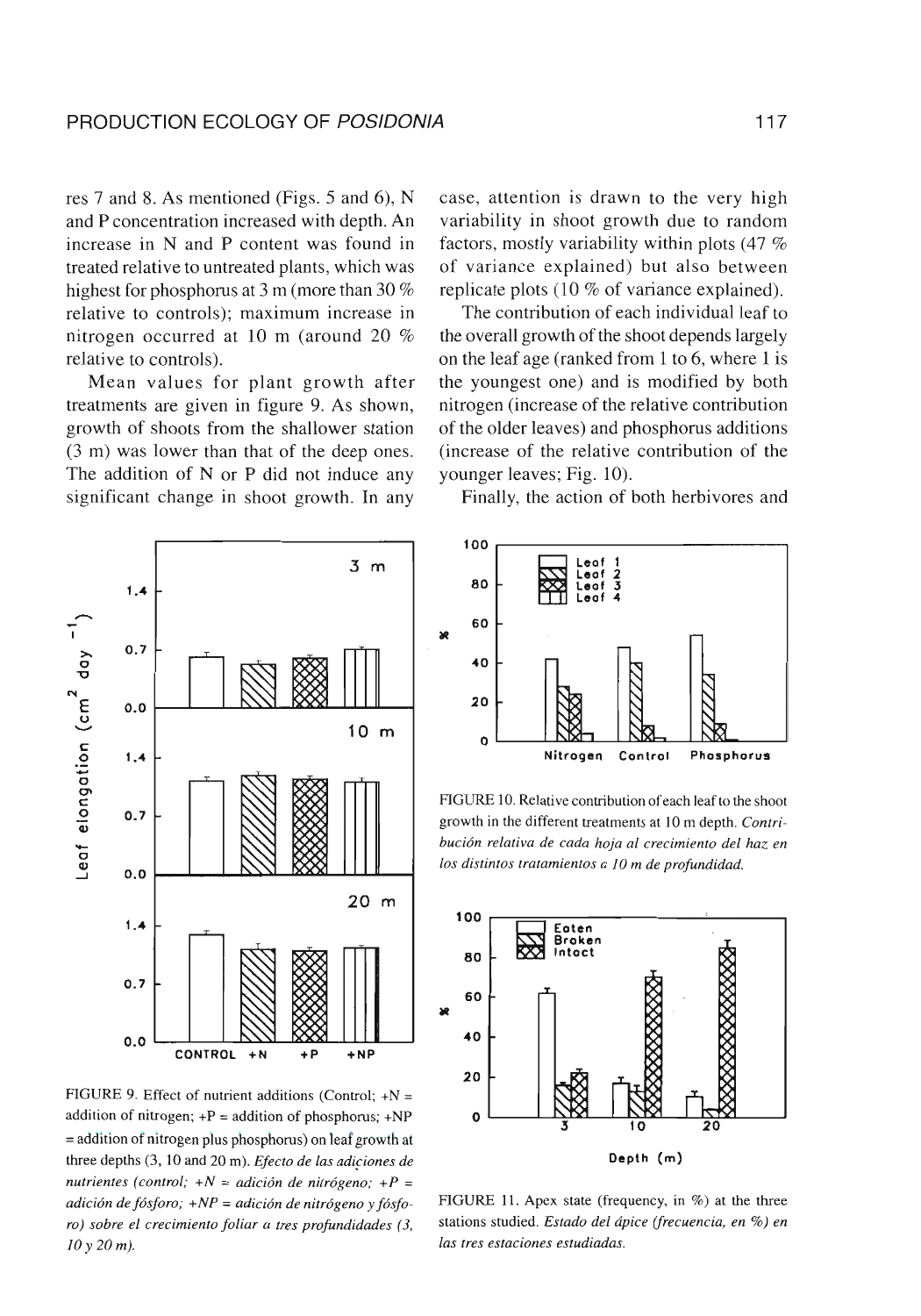res 7 and 8. As mentioned (Figs. 5 and 6), N and P concentration increased with depth. An increase in N and P content was found in treated relative to untreated plants, which was highest for phosphorus at 3 m (more than 30 % relative to controls); maximum increase in nitrogen occurred at 10 m (around 20 % relative to controls).

Mean values for plant growth after treatments are given in figure 9. As shown, growth of shoots from the shallower station (3 m) was lower than that of the deep ones. The addition of N or P did not induce any significant change in shoot growth. In any case, attention is drawn to the very high variability in shoot growth due to random factors, mostly variability within plots (47 % of variance explained) but also between replicate plots (10 % of variance explained).

The contribution of each individual leaf to the overall growth of the shoot depends largely on the leaf age (ranked from 1 to 6, where 1 is the youngest one) and is modified by both nitrogen (increase of the relative contribution of the older leaves) and phosphorus additions (increase of the relative contribution of the younger leaves; Fig. 10).

Finally, the action of both herbivores and

FIGURE 9. Effect of nutrient additions (Control; +N = addition of nitrogen; +P = addition of phosphorus; +NP = addition of nitrogen plus phosphorus) on leaf growth at three depths (3, 10 and 20 m). *Efecto de las adiciones de nutrientes (control; +N = adición de nitrógeno; +P = adición de fósforo; +NP = adición de nitrógeno y fósforo) sobre el crecimiento foliar a tres profundidades (3, 10 y 20 m).*

FIGURE 10. Relative contribution of each leaf to the shoot growth in the different treatments at 10 m depth. *Contribución relativa de cada hoja al crecimiento del haz en los distintos tratamientos a 10 m de profundidad.*

FIGURE 11. Apex state (frequency, in %) at the three stations studied. *Estado del ápice (frecuencia, en %) en las tres estaciones estudiadas.*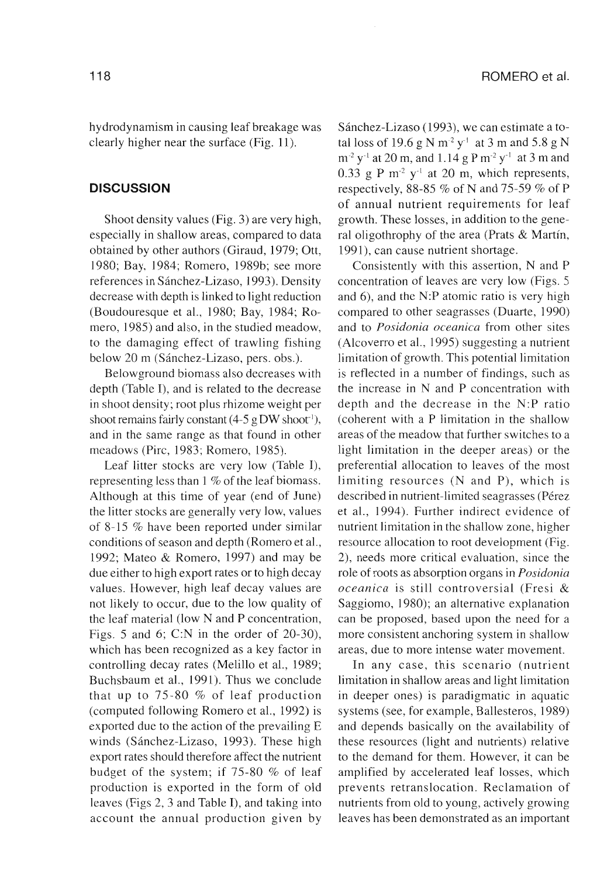hydrodynamism in causing leaf breakage was clearly higher near the surface (Fig. 11).

## DISCUSSION

Shoot density values (Fig. 3) are very high, especially in shallow areas, compared to data obtained by other authors (Giraud, 1979; Ott, 1980; Bay, 1984; Romero, 1989b; see more references in Sánchez-Lizaso, 1993). Density decrease with depth is linked to light reduction (Boudouresque et al., 1980; Bay, 1984; Romero, 1985) and also, in the studied meadow, to the damaging effect of trawling fishing below 20 m (Sánchez-Lizaso, pers. obs.).

Belowground biomass also decreases with depth (Table I), and is related to the decrease in shoot density; root plus rhizome weight per shoot remains fairly constant (4-5 g DW shoot$^{-1}$), and in the same range as that found in other meadows (Pirc, 1983; Romero, 1985).

Leaf litter stocks are very low (Table I), representing less than 1 % of the leaf biomass. Although at this time of year (end of June) the litter stocks are generally very low, values of 8-15 % have been reported under similar conditions of season and depth (Romero et al., 1992; Mateo & Romero, 1997) and may be due either to high export rates or to high decay values. However, high leaf decay values are not likely to occur, due to the low quality of the leaf material (low N and P concentration, Figs. 5 and 6; C:N in the order of 20-30), which has been recognized as a key factor in controlling decay rates (Melillo et al., 1989; Buchsbaum et al., 1991). Thus we conclude that up to 75-80 % of leaf production (computed following Romero et al., 1992) is exported due to the action of the prevailing E winds (Sánchez-Lizaso, 1993). These high export rates should therefore affect the nutrient budget of the system; if 75-80 % of leaf production is exported in the form of old leaves (Figs 2, 3 and Table I), and taking into account the annual production given by Sánchez-Lizaso (1993), we can estimate a total loss of 19.6 g N m$^{-2}$ y$^{-1}$ at 3 m and 5.8 g N m$^{-2}$ y$^{-1}$ at 20 m, and 1.14 g P m$^{-2}$ y$^{-1}$ at 3 m and 0.33 g P m$^{-2}$ y$^{-1}$ at 20 m, which represents, respectively, 88-85 % of N and 75-59 % of P of annual nutrient requirements for leaf growth. These losses, in addition to the general oligothrophy of the area (Prats & Martín, 1991), can cause nutrient shortage.

Consistently with this assertion, N and P concentration of leaves are very low (Figs. 5 and 6), and the N:P atomic ratio is very high compared to other seagrasses (Duarte, 1990) and to *Posidonia oceanica* from other sites (Alcoverro et al., 1995) suggesting a nutrient limitation of growth. This potential limitation is reflected in a number of findings, such as the increase in N and P concentration with depth and the decrease in the N:P ratio (coherent with a P limitation in the shallow areas of the meadow that further switches to a light limitation in the deeper areas) or the preferential allocation to leaves of the most limiting resources (N and P), which is described in nutrient-limited seagrasses (Pérez et al., 1994). Further indirect evidence of nutrient limitation in the shallow zone, higher resource allocation to root development (Fig. 2), needs more critical evaluation, since the role of roots as absorption organs in *Posidonia oceanica* is still controversial (Fresi & Saggiomo, 1980); an alternative explanation can be proposed, based upon the need for a more consistent anchoring system in shallow areas, due to more intense water movement.

In any case, this scenario (nutrient limitation in shallow areas and light limitation in deeper ones) is paradigmatic in aquatic systems (see, for example, Ballesteros, 1989) and depends basically on the availability of these resources (light and nutrients) relative to the demand for them. However, it can be amplified by accelerated leaf losses, which prevents retranslocation. Reclamation of nutrients from old to young, actively growing leaves has been demonstrated as an important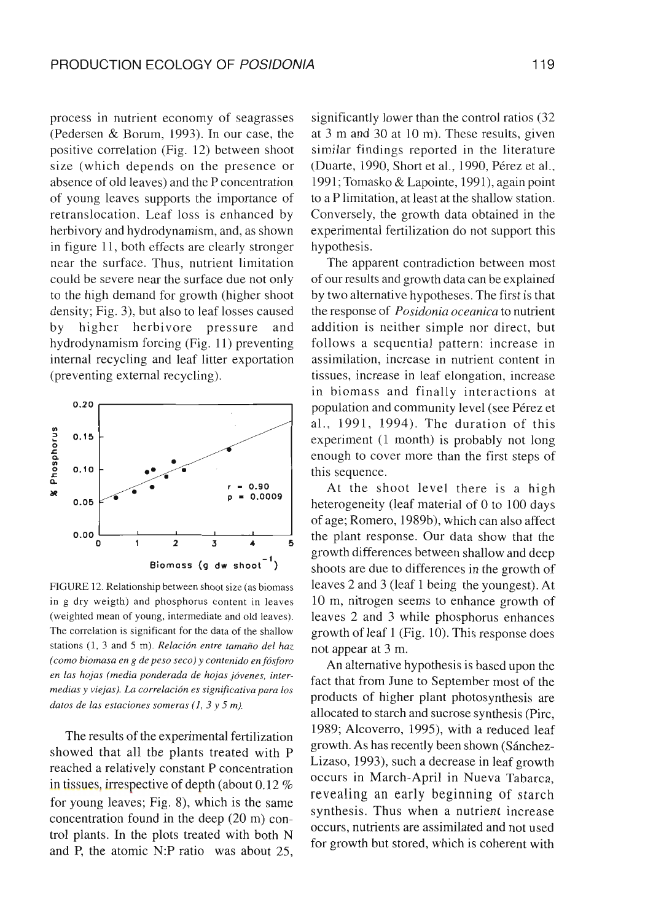process in nutrient economy of seagrasses (Pedersen & Borum, 1993). In our case, the positive correlation (Fig. 12) between shoot size (which depends on the presence or absence of old leaves) and the P concentration of young leaves supports the importance of retranslocation. Leaf loss is enhanced by herbivory and hydrodynamism, and, as shown in figure 11, both effects are clearly stronger near the surface. Thus, nutrient limitation could be severe near the surface due not only to the high demand for growth (higher shoot density; Fig. 3), but also to leaf losses caused by higher herbivore pressure and hydrodynamism forcing (Fig. 11) preventing internal recycling and leaf litter exportation (preventing external recycling).

FIGURE 12. Relationship between shoot size (as biomass in g dry weigth) and phosphorus content in leaves (weighted mean of young, intermediate and old leaves). The correlation is significant for the data of the shallow stations (1, 3 and 5 m). *Relación entre tamaño del haz (como biomasa en g de peso seco) y contenido en fósforo en las hojas (media ponderada de hojas jóvenes, intermedias y viejas). La correlación es significativa para los datos de las estaciones someras (1, 3 y 5 m).*

The results of the experimental fertilization showed that all the plants treated with P reached a relatively constant P concentration in tissues, irrespective of depth (about 0.12 % for young leaves; Fig. 8), which is the same concentration found in the deep (20 m) control plants. In the plots treated with both N and P, the atomic N:P ratio was about 25, significantly lower than the control ratios (32 at 3 m and 30 at 10 m). These results, given similar findings reported in the literature (Duarte, 1990, Short et al., 1990, Pérez et al., 1991; Tomasko & Lapointe, 1991), again point to a P limitation, at least at the shallow station. Conversely, the growth data obtained in the experimental fertilization do not support this hypothesis.

The apparent contradiction between most of our results and growth data can be explained by two alternative hypotheses. The first is that the response of *Posidonia oceanica* to nutrient addition is neither simple nor direct, but follows a sequential pattern: increase in assimilation, increase in nutrient content in tissues, increase in leaf elongation, increase in biomass and finally interactions at population and community level (see Pérez et al., 1991, 1994). The duration of this experiment (1 month) is probably not long enough to cover more than the first steps of this sequence.

At the shoot level there is a high heterogeneity (leaf material of 0 to 100 days of age; Romero, 1989b), which can also affect the plant response. Our data show that the growth differences between shallow and deep shoots are due to differences in the growth of leaves 2 and 3 (leaf 1 being the youngest). At 10 m, nitrogen seems to enhance growth of leaves 2 and 3 while phosphorus enhances growth of leaf 1 (Fig. 10). This response does not appear at 3 m.

An alternative hypothesis is based upon the fact that from June to September most of the products of higher plant photosynthesis are allocated to starch and sucrose synthesis (Pirc, 1989; Alcoverro, 1995), with a reduced leaf growth. As has recently been shown (Sánchez-Lizaso, 1993), such a decrease in leaf growth occurs in March-April in Nueva Tabarca, revealing an early beginning of starch synthesis. Thus when a nutrient increase occurs, nutrients are assimilated and not used for growth but stored, which is coherent with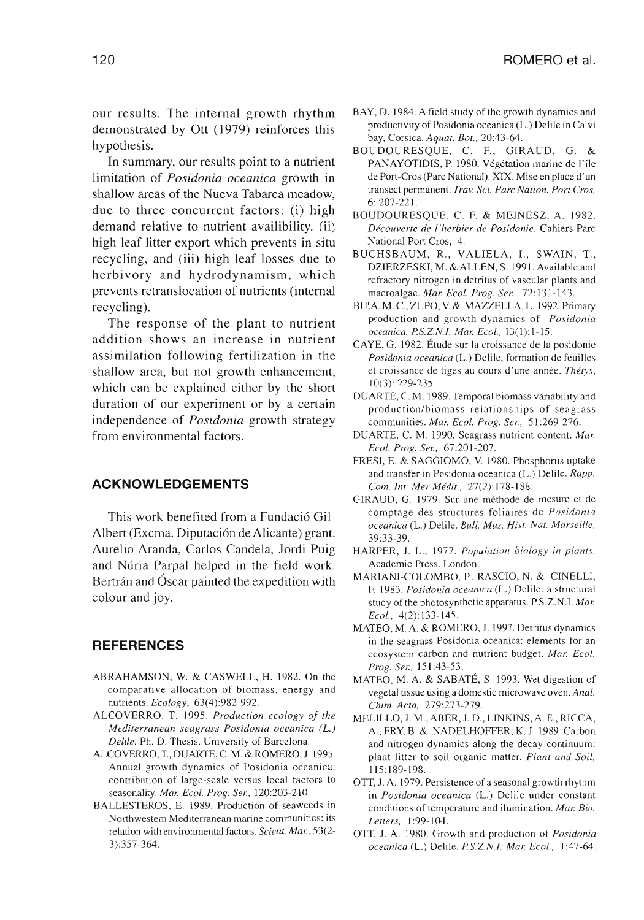our results. The internal growth rhythm demonstrated by Ott (1979) reinforces this hypothesis.

In summary, our results point to a nutrient limitation of *Posidonia oceanica* growth in shallow areas of the Nueva Tabarca meadow, due to three concurrent factors: (i) high demand relative to nutrient availibility. (ii) high leaf litter export which prevents in situ recycling, and (iii) high leaf losses due to herbivory and hydrodynamism, which prevents retranslocation of nutrients (internal recycling).

The response of the plant to nutrient addition shows an increase in nutrient assimilation following fertilization in the shallow area, but not growth enhancement, which can be explained either by the short duration of our experiment or by a certain independence of *Posidonia* growth strategy from environmental factors.

## ACKNOWLEDGEMENTS

This work benefited from a Fundació Gil-Albert (Excma. Diputación de Alicante) grant. Aurelio Aranda, Carlos Candela, Jordi Puig and Núria Parpal helped in the field work. Bertrán and Óscar painted the expedition with colour and joy.

## REFERENCES

ABRAHAMSON, W. & CASWELL, H. 1982. On the comparative allocation of biomass, energy and nutrients. *Ecology*, 63(4):982-992.

ALCOVERRO, T. 1995. *Production ecology of the Mediterranean seagrass Posidonia oceanica (L.) Delile*. Ph. D. Thesis. University of Barcelona.

ALCOVERRO, T., DUARTE, C. M. & ROMERO, J. 1995. Annual growth dynamics of Posidonia oceanica: contribution of large-scale versus local factors to seasonality. *Mar. Ecol. Prog. Ser.*, 120:203-210.

BALLESTEROS, E. 1989. Production of seaweeds in Northwestern Mediterranean marine communities: its relation with environmental factors. *Scient. Mar.*, 53(2-3):357-364.

BAY, D. 1984. A field study of the growth dynamics and productivity of Posidonia oceanica (L.) Delile in Calvi bay, Corsica. *Aquat. Bot.*, 20:43-64.

BOUDOURESQUE, C. F., GIRAUD, G. & PANAYOTIDIS, P. 1980. Végétation marine de l'île de Port-Cros (Parc National). XIX. Mise en place d'un transect permanent. *Trav. Sci. Parc Nation. Port Cros*, 6: 207-221.

BOUDOURESQUE, C. F. & MEINESZ, A. 1982. *Découverte de l'herbier de Posidonie*. Cahiers Parc National Port Cros, 4.

BUCHSBAUM, R., VALIELA, I., SWAIN, T., DZIERZESKI, M. & ALLEN, S. 1991. Available and refractory nitrogen in detritus of vascular plants and macroalgae. *Mar. Ecol. Prog. Ser.*, 72:131-143.

BUIA, M. C., ZUPO, V. & MAZZELLA, L. 1992. Primary production and growth dynamics of *Posidonia oceanica*. *P.S.Z.N.I: Mar. Ecol.*, 13(1):1-15.

CAYE, G. 1982. Étude sur la croissance de la posidonie *Posidonia oceanica* (L.) Delile, formation de feuilles et croissance de tiges au cours d'une année. *Thétys*, 10(3): 229-235.

DUARTE, C. M. 1989. Temporal biomass variability and production/biomass relationships of seagrass communities. *Mar. Ecol. Prog. Ser.*, 51:269-276.

DUARTE, C. M. 1990. Seagrass nutrient content. *Mar. Ecol. Prog. Ser.*, 67:201-207.

FRESI, E. & SAGGIOMO, V. 1980. Phosphorus uptake and transfer in Posidonia oceanica (L.) Delile. *Rapp. Com. Int. Mer Médit.*, 27(2):178-188.

GIRAUD, G. 1979. Sur une méthode de mesure et de comptage des structures foliaires de *Posidonia oceanica* (L.) Delile. *Bull. Mus. Hist. Nat. Marseille*, 39:33-39.

HARPER, J. L., 1977. *Population biology in plants*. Academic Press. London.

MARIANI-COLOMBO, P., RASCIO, N. & CINELLI, F. 1983. *Posidonia oceanica* (L.) Delile: a structural study of the photosynthetic apparatus. P.S.Z.N.I. *Mar. Ecol.*, 4(2):133-145.

MATEO, M. A. & ROMERO, J. 1997. Detritus dynamics in the seagrass Posidonia oceanica: elements for an ecosystem carbon and nutrient budget. *Mar. Ecol. Prog. Ser.*, 151:43-53.

MATEO, M. A. & SABATÉ, S. 1993. Wet digestion of vegetal tissue using a domestic microwave oven. *Anal. Chim. Acta*, 279:273-279.

MELILLO, J. M., ABER, J. D., LINKINS, A. E., RICCA, A., FRY, B. & NADELHOFFER, K. J. 1989. Carbon and nitrogen dynamics along the decay continuum: plant litter to soil organic matter. *Plant and Soil*, 115:189-198.

OTT, J. A. 1979. Persistence of a seasonal growth rhythm in *Posidonia oceanica* (L.) Delile under constant conditions of temperature and ilumination. *Mar. Bio. Letters*, 1:99-104.

OTT, J. A. 1980. Growth and production of *Posidonia oceanica* (L.) Delile. *P.S.Z.N.I: Mar. Ecol.*, 1:47-64.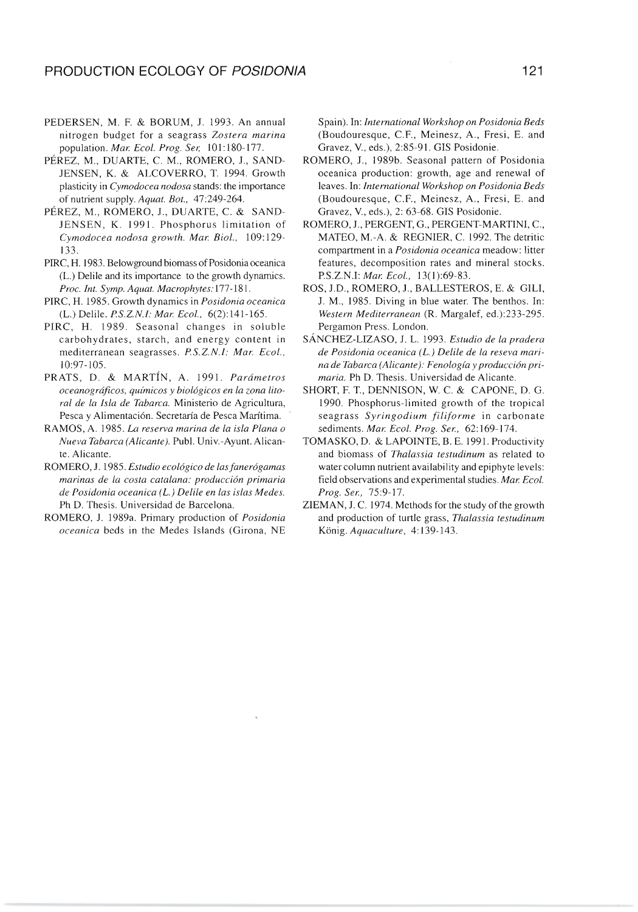PEDERSEN, M. F. & BORUM, J. 1993. An annual nitrogen budget for a seagrass *Zostera marina* population. *Mar. Ecol. Prog. Ser.,* 101:180-177.

PÉREZ, M., DUARTE, C. M., ROMERO, J., SAND-JENSEN, K. & ALCOVERRO, T. 1994. Growth plasticity in *Cymodocea nodosa* stands: the importance of nutrient supply. *Aquat. Bot.,* 47:249-264.

PÉREZ, M., ROMERO, J., DUARTE, C. & SAND-JENSEN, K. 1991. Phosphorus limitation of *Cymodocea nodosa growth. Mar. Biol.,* 109:129-133.

PIRC, H. 1983. Belowground biomass of Posidonia oceanica (L.) Delile and its importance to the growth dynamics. *Proc. Int. Symp. Aquat. Macrophytes:*177-181.

PIRC, H. 1985. Growth dynamics in *Posidonia oceanica* (L.) Delile. *P.S.Z.N.I: Mar. Ecol.,* 6(2):141-165.

PIRC, H. 1989. Seasonal changes in soluble carbohydrates, starch, and energy content in mediterranean seagrasses. *P.S.Z.N.I: Mar. Ecol.,* 10:97-105.

PRATS, D. & MARTÍN, A. 1991. *Parámetros oceanográficos, químicos y biológicos en la zona litoral de la Isla de Tabarca.* Ministerio de Agricultura, Pesca y Alimentación. Secretaría de Pesca Marítima.

RAMOS, A. 1985. *La reserva marina de la isla Plana o Nueva Tabarca (Alicante).* Publ. Univ.-Ayunt. Alicante. Alicante.

ROMERO, J. 1985. *Estudio ecológico de las fanerógamas marinas de la costa catalana: producción primaria de Posidonia oceanica (L.) Delile en las islas Medes.* Ph D. Thesis. Universidad de Barcelona.

ROMERO, J. 1989a. Primary production of *Posidonia oceanica* beds in the Medes Islands (Girona, NE Spain). In: *International Workshop on Posidonia Beds* (Boudouresque, C.F., Meinesz, A., Fresi, E. and Gravez, V., eds.), 2:85-91. GIS Posidonie.

ROMERO, J., 1989b. Seasonal pattern of Posidonia oceanica production: growth, age and renewal of leaves. In: *International Workshop on Posidonia Beds* (Boudouresque, C.F., Meinesz, A., Fresi, E. and Gravez, V., eds.), 2: 63-68. GIS Posidonie.

ROMERO, J., PERGENT, G., PERGENT-MARTINI, C., MATEO, M.-A. & REGNIER, C. 1992. The detritic compartment in a *Posidonia oceanica* meadow: litter features, decomposition rates and mineral stocks. P.S.Z.N.I: *Mar. Ecol.,* 13(1):69-83.

ROS, J.D., ROMERO, J., BALLESTEROS, E. & GILI, J. M., 1985. Diving in blue water. The benthos. In: *Western Mediterranean* (R. Margalef, ed.):233-295. Pergamon Press. London.

SÁNCHEZ-LIZASO, J. L. 1993. *Estudio de la pradera de Posidonia oceanica (L.) Delile de la reseva marina de Tabarca (Alicante): Fenología y producción primaria.* Ph D. Thesis. Universidad de Alicante.

SHORT, F. T., DENNISON, W. C. & CAPONE, D. G. 1990. Phosphorus-limited growth of the tropical seagrass *Syringodium filiforme* in carbonate sediments. *Mar. Ecol. Prog. Ser.,* 62:169-174.

TOMASKO, D. & LAPOINTE, B. E. 1991. Productivity and biomass of *Thalassia testudinum* as related to water column nutrient availability and epiphyte levels: field observations and experimental studies. *Mar. Ecol. Prog. Ser.,* 75:9-17.

ZIEMAN, J. C. 1974. Methods for the study of the growth and production of turtle grass, *Thalassia testudinum* König. *Aquaculture,* 4:139-143.